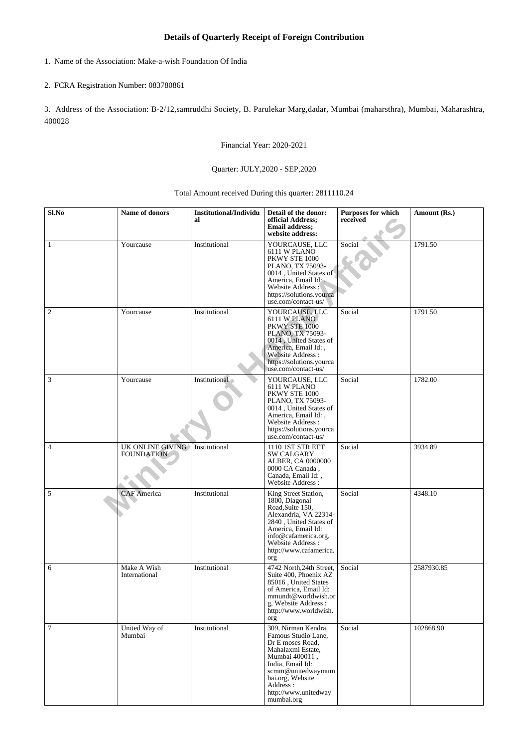# Details of Quarterly Receipt of Foreign Contribution

1. Name of the Association: Make-a-wish Foundation Of India

2. FCRA Registration Number: 083780861

3. Address of the Association: B-2/12,samruddhi Society, B. Parulekar Marg,dadar, Mumbai (maharsthra), Mumbai, Maharashtra, 400028

Financial Year: 2020-2021

Quarter: JULY,2020 - SEP,2020

Total Amount received During this quarter: 2811110.24

| Sl.No | Name of donors | Institutional/Individual | Detail of the donor: official Address; Email address; website address: | Purposes for which received | Amount (Rs.) |
|---|---|---|---|---|---|
| 1 | Yourcause | Institutional | YOURCAUSE, LLC 6111 W PLANO PKWY STE 1000 PLANO, TX 75093-0014 , United States of America, Email Id: , Website Address : https://solutions.yourcause.com/contact-us/ | Social | 1791.50 |
| 2 | Yourcause | Institutional | YOURCAUSE, LLC 6111 W PLANO PKWY STE 1000 PLANO, TX 75093-0014 , United States of America, Email Id: , Website Address : https://solutions.yourcause.com/contact-us/ | Social | 1791.50 |
| 3 | Yourcause | Institutional | YOURCAUSE, LLC 6111 W PLANO PKWY STE 1000 PLANO, TX 75093-0014 , United States of America, Email Id: , Website Address : https://solutions.yourcause.com/contact-us/ | Social | 1782.00 |
| 4 | UK ONLINE GIVING FOUNDATION | Institutional | 1110 1ST STR EET SW CALGARY ALBER, CA 0000000 0000 CA Canada , Canada, Email Id: , Website Address : | Social | 3934.89 |
| 5 | CAF America | Institutional | King Street Station, 1800, Diagonal Road,Suite 150, Alexandria, VA 22314-2840 , United States of America, Email Id: info@cafamerica.org, Website Address : http://www.cafamerica.org | Social | 4348.10 |
| 6 | Make A Wish International | Institutional | 4742 North,24th Street, Suite 400, Phoenix AZ 85016 , United States of America, Email Id: mmundt@worldwish.org, Website Address : http://www.worldwish.org | Social | 2587930.85 |
| 7 | United Way of Mumbai | Institutional | 309, Nirman Kendra, Famous Studio Lane, Dr E moses Road, Mahalaxmi Estate, Mumbai 400011 , India, Email Id: scmm@unitedwaymumbai.org, Website Address : http://www.unitedwaymumbai.org | Social | 102868.90 |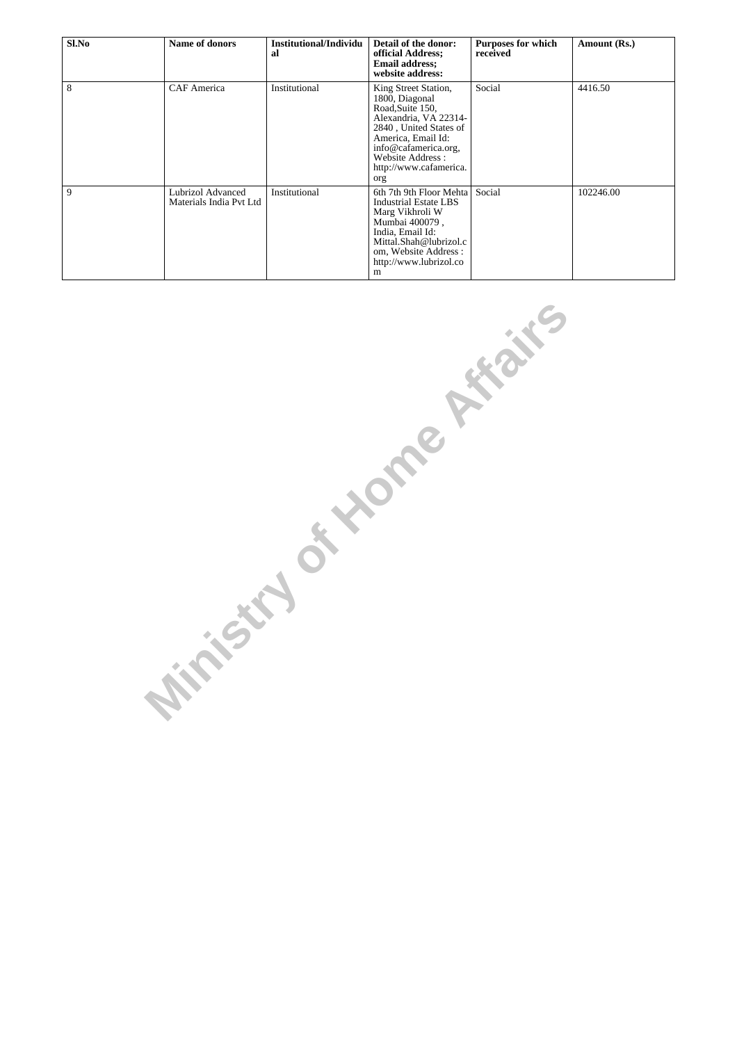| Sl.No | Name of donors | Institutional/Individual | Detail of the donor: official Address; Email address; website address: | Purposes for which received | Amount (Rs.) |
|---|---|---|---|---|---|
| 8 | CAF America | Institutional | King Street Station, 1800, Diagonal Road,Suite 150, Alexandria, VA 22314-2840 , United States of America, Email Id: info@cafamerica.org, Website Address : http://www.cafamerica.org | Social | 4416.50 |
| 9 | Lubrizol Advanced Materials India Pvt Ltd | Institutional | 6th 7th 9th Floor Mehta Industrial Estate LBS Marg Vikhroli W Mumbai 400079 , India, Email Id: Mittal.Shah@lubrizol.com, Website Address : http://www.lubrizol.com | Social | 102246.00 |